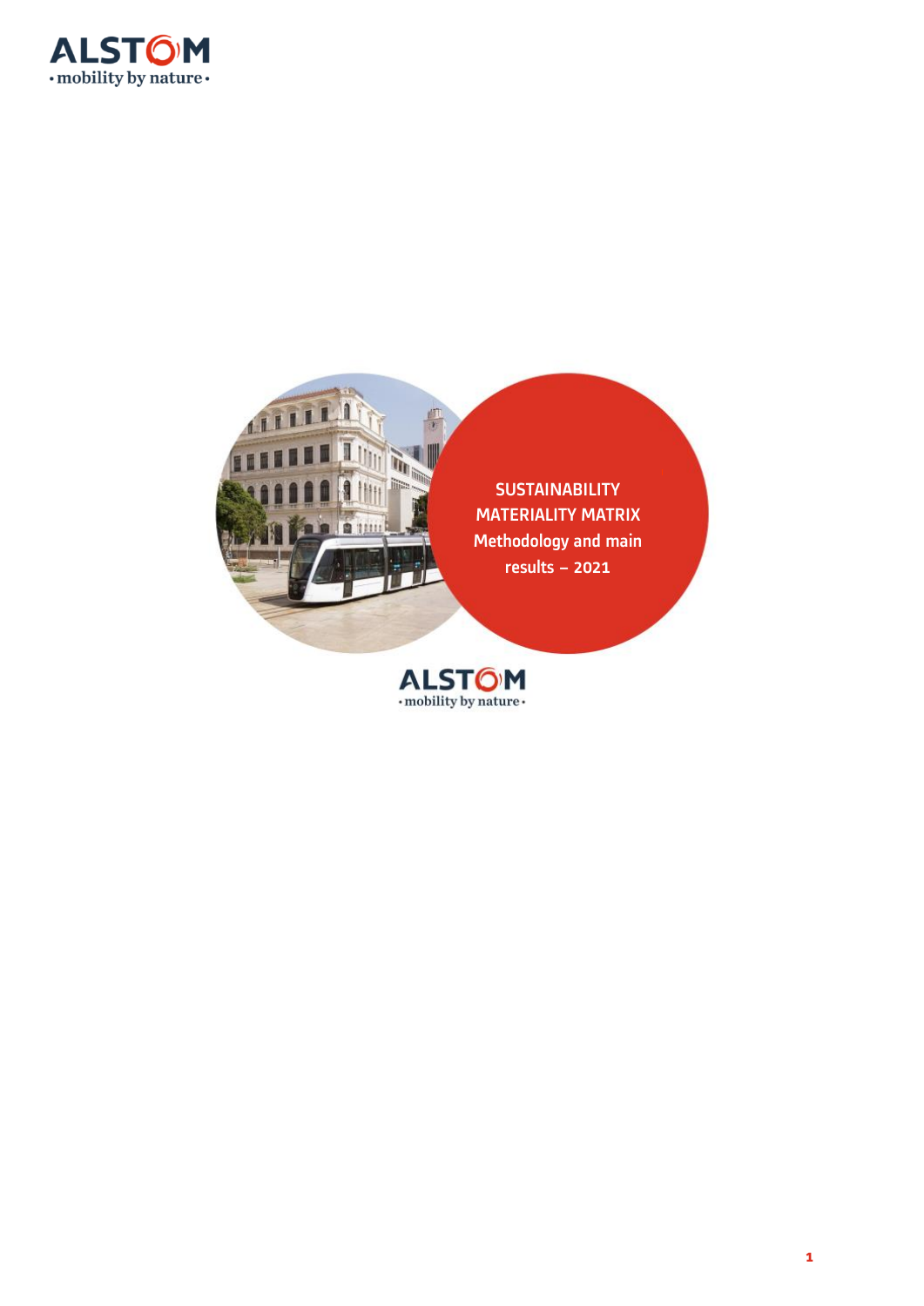# SUSTAINABILITY MATERIALITY MATRIX

## Methodology and main results – 2021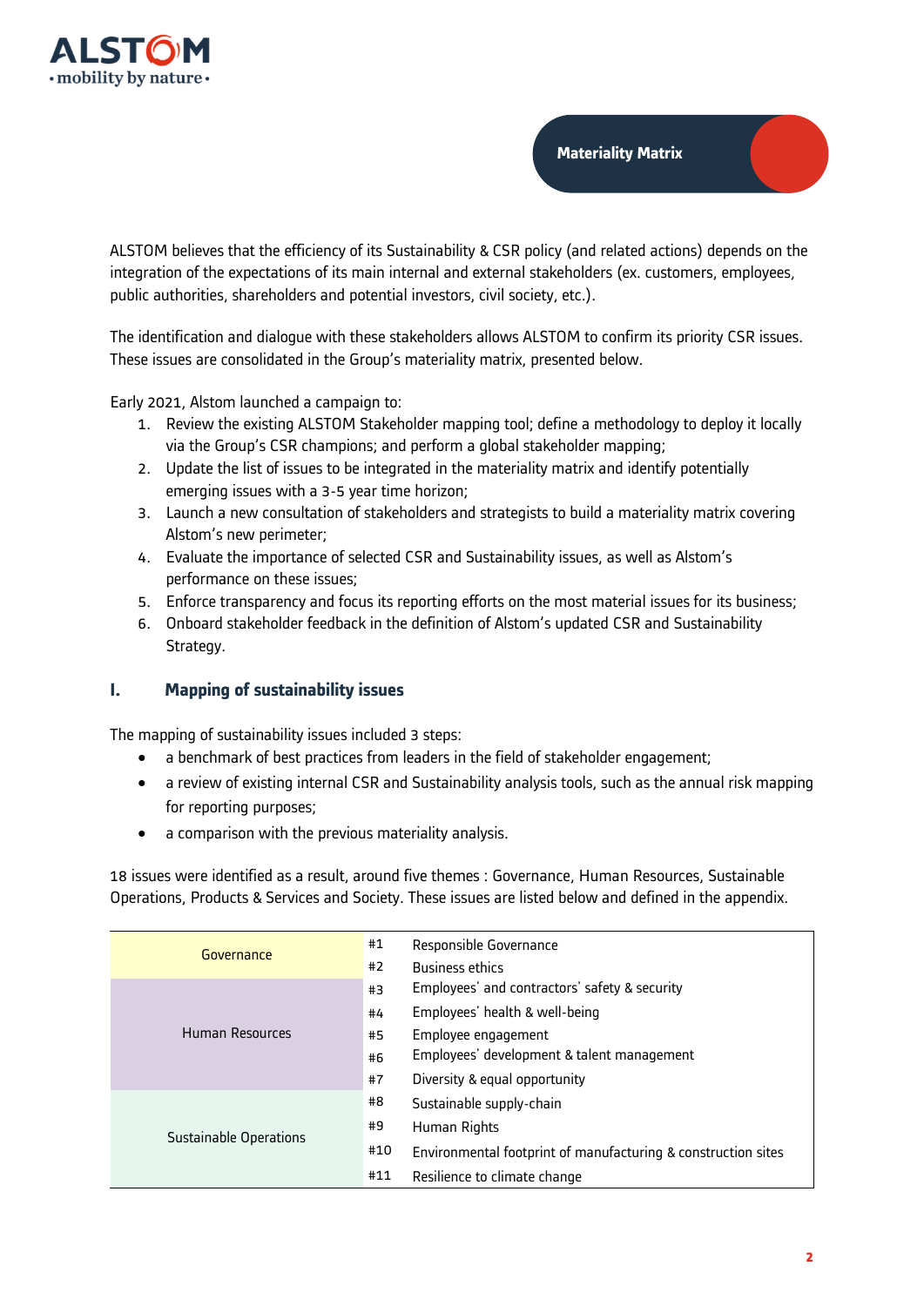## Materiality Matrix

ALSTOM believes that the efficiency of its Sustainability & CSR policy (and related actions) depends on the integration of the expectations of its main internal and external stakeholders (ex. customers, employees, public authorities, shareholders and potential investors, civil society, etc.).

The identification and dialogue with these stakeholders allows ALSTOM to confirm its priority CSR issues. These issues are consolidated in the Group's materiality matrix, presented below.

Early 2021, Alstom launched a campaign to:

1. Review the existing ALSTOM Stakeholder mapping tool; define a methodology to deploy it locally via the Group's CSR champions; and perform a global stakeholder mapping;
2. Update the list of issues to be integrated in the materiality matrix and identify potentially emerging issues with a 3-5 year time horizon;
3. Launch a new consultation of stakeholders and strategists to build a materiality matrix covering Alstom's new perimeter;
4. Evaluate the importance of selected CSR and Sustainability issues, as well as Alstom's performance on these issues;
5. Enforce transparency and focus its reporting efforts on the most material issues for its business;
6. Onboard stakeholder feedback in the definition of Alstom's updated CSR and Sustainability Strategy.

## I. Mapping of sustainability issues

The mapping of sustainability issues included 3 steps:

- a benchmark of best practices from leaders in the field of stakeholder engagement;
- a review of existing internal CSR and Sustainability analysis tools, such as the annual risk mapping for reporting purposes;
- a comparison with the previous materiality analysis.

18 issues were identified as a result, around five themes : Governance, Human Resources, Sustainable Operations, Products & Services and Society. These issues are listed below and defined in the appendix.

| Theme | # | Issue |
|---|---|---|
| Governance | #1 | Responsible Governance |
| | #2 | Business ethics |
| Human Resources | #3 | Employees' and contractors' safety & security |
| | #4 | Employees' health & well-being |
| | #5 | Employee engagement |
| | #6 | Employees' development & talent management |
| | #7 | Diversity & equal opportunity |
| Sustainable Operations | #8 | Sustainable supply-chain |
| | #9 | Human Rights |
| | #10 | Environmental footprint of manufacturing & construction sites |
| | #11 | Resilience to climate change |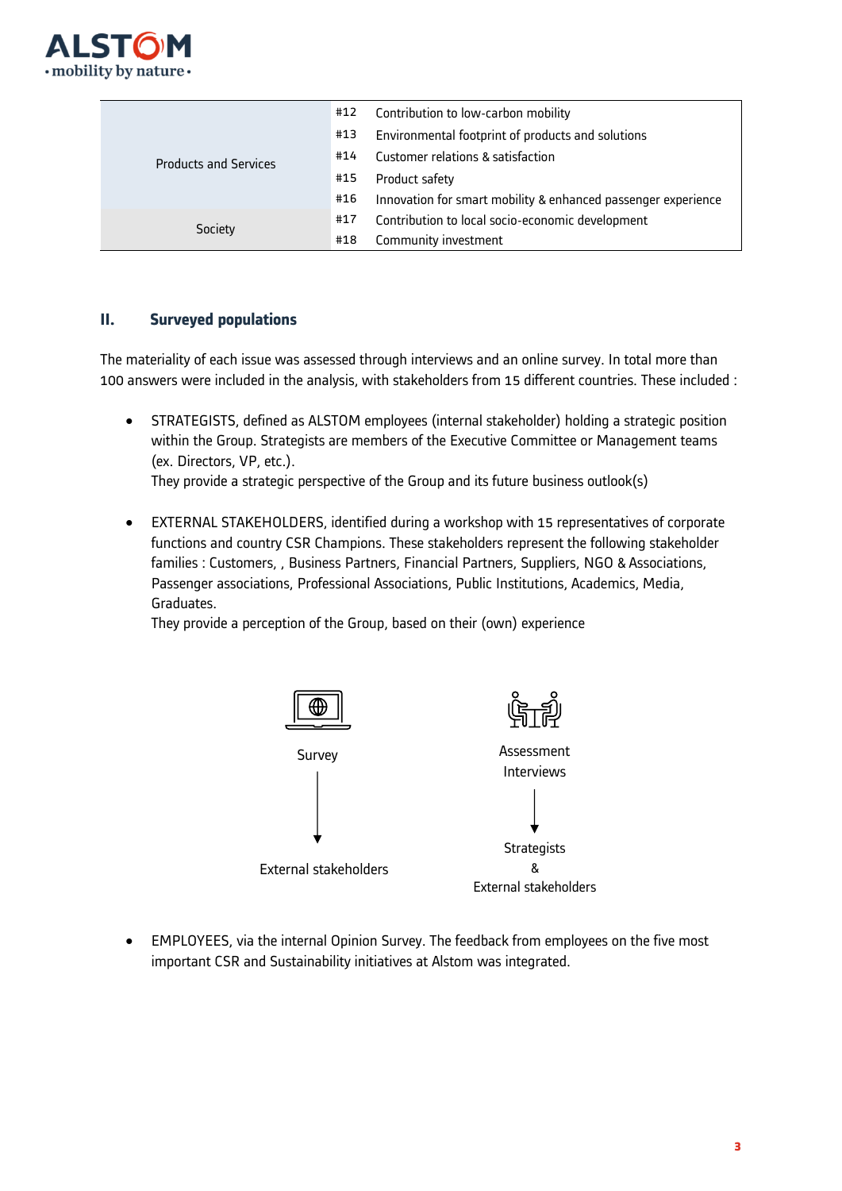| | | |
|---|---|---|
| Products and Services | #12 | Contribution to low-carbon mobility |
| | #13 | Environmental footprint of products and solutions |
| | #14 | Customer relations & satisfaction |
| | #15 | Product safety |
| | #16 | Innovation for smart mobility & enhanced passenger experience |
| Society | #17 | Contribution to local socio-economic development |
| | #18 | Community investment |

## II. Surveyed populations

The materiality of each issue was assessed through interviews and an online survey. In total more than 100 answers were included in the analysis, with stakeholders from 15 different countries. These included :

- STRATEGISTS, defined as ALSTOM employees (internal stakeholder) holding a strategic position within the Group. Strategists are members of the Executive Committee or Management teams (ex. Directors, VP, etc.).
  They provide a strategic perspective of the Group and its future business outlook(s)

- EXTERNAL STAKEHOLDERS, identified during a workshop with 15 representatives of corporate functions and country CSR Champions. These stakeholders represent the following stakeholder families : Customers, , Business Partners, Financial Partners, Suppliers, NGO & Associations, Passenger associations, Professional Associations, Public Institutions, Academics, Media, Graduates.
  They provide a perception of the Group, based on their (own) experience

Survey → External stakeholders

Assessment Interviews → Strategists & External stakeholders

- EMPLOYEES, via the internal Opinion Survey. The feedback from employees on the five most important CSR and Sustainability initiatives at Alstom was integrated.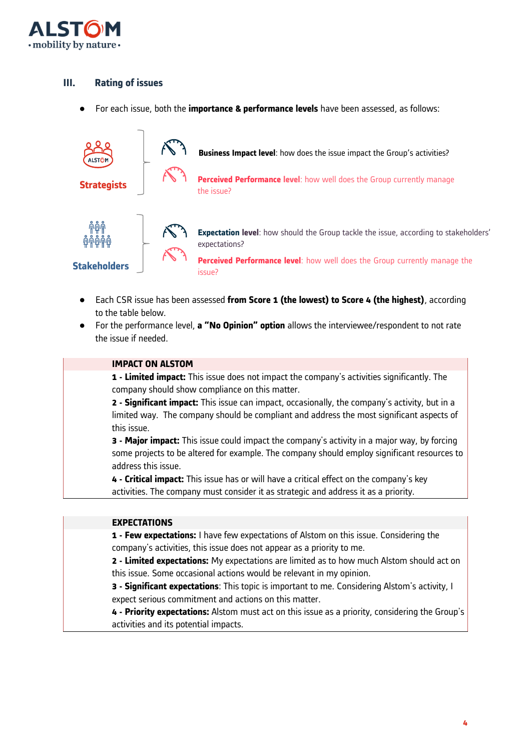## III. Rating of issues

- For each issue, both the **importance & performance levels** have been assessed, as follows:

**Strategists**

**Business Impact level**: how does the issue impact the Group's activities?

**Perceived Performance level**: how well does the Group currently manage the issue?

**Stakeholders**

**Expectation level**: how should the Group tackle the issue, according to stakeholders' expectations?

**Perceived Performance level**: how well does the Group currently manage the issue?

- Each CSR issue has been assessed **from Score 1 (the lowest) to Score 4 (the highest)**, according to the table below.
- For the performance level, **a "No Opinion" option** allows the interviewee/respondent to not rate the issue if needed.

| IMPACT ON ALSTOM |
|---|
| **1 - Limited impact:** This issue does not impact the company's activities significantly. The company should show compliance on this matter.<br>**2 - Significant impact:** This issue can impact, occasionally, the company's activity, but in a limited way. The company should be compliant and address the most significant aspects of this issue.<br>**3 - Major impact:** This issue could impact the company's activity in a major way, by forcing some projects to be altered for example. The company should employ significant resources to address this issue.<br>**4 - Critical impact:** This issue has or will have a critical effect on the company's key activities. The company must consider it as strategic and address it as a priority. |

| EXPECTATIONS |
|---|
| **1 - Few expectations:** I have few expectations of Alstom on this issue. Considering the company's activities, this issue does not appear as a priority to me.<br>**2 - Limited expectations:** My expectations are limited as to how much Alstom should act on this issue. Some occasional actions would be relevant in my opinion.<br>**3 - Significant expectations**: This topic is important to me. Considering Alstom's activity, I expect serious commitment and actions on this matter.<br>**4 - Priority expectations:** Alstom must act on this issue as a priority, considering the Group's activities and its potential impacts. |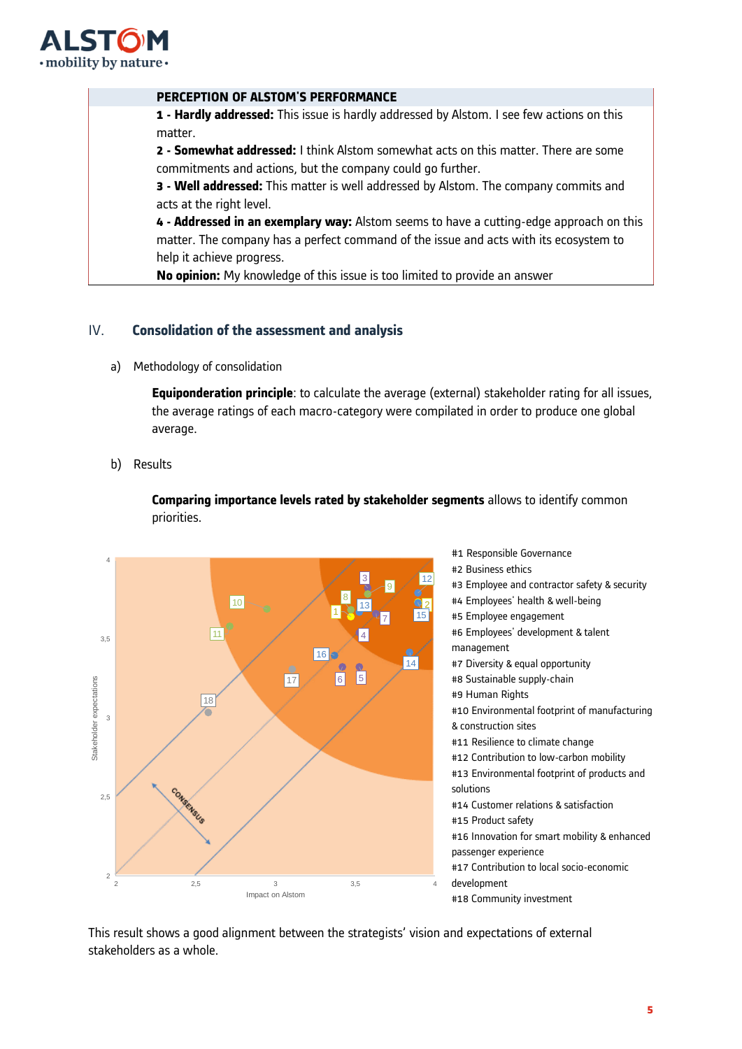| PERCEPTION OF ALSTOM'S PERFORMANCE |
|---|
| **1 - Hardly addressed:** This issue is hardly addressed by Alstom. I see few actions on this matter.<br>**2 - Somewhat addressed:** I think Alstom somewhat acts on this matter. There are some commitments and actions, but the company could go further.<br>**3 - Well addressed:** This matter is well addressed by Alstom. The company commits and acts at the right level.<br>**4 - Addressed in an exemplary way:** Alstom seems to have a cutting-edge approach on this matter. The company has a perfect command of the issue and acts with its ecosystem to help it achieve progress.<br>**No opinion:** My knowledge of this issue is too limited to provide an answer |

## IV. Consolidation of the assessment and analysis

a) Methodology of consolidation

**Equiponderation principle**: to calculate the average (external) stakeholder rating for all issues, the average ratings of each macro-category were compilated in order to produce one global average.

b) Results

**Comparing importance levels rated by stakeholder segments** allows to identify common priorities.

#1 Responsible Governance
#2 Business ethics
#3 Employee and contractor safety & security
#4 Employees' health & well-being
#5 Employee engagement
#6 Employees' development & talent management
#7 Diversity & equal opportunity
#8 Sustainable supply-chain
#9 Human Rights
#10 Environmental footprint of manufacturing & construction sites
#11 Resilience to climate change
#12 Contribution to low-carbon mobility
#13 Environmental footprint of products and solutions
#14 Customer relations & satisfaction
#15 Product safety
#16 Innovation for smart mobility & enhanced passenger experience
#17 Contribution to local socio-economic development
#18 Community investment

This result shows a good alignment between the strategists' vision and expectations of external stakeholders as a whole.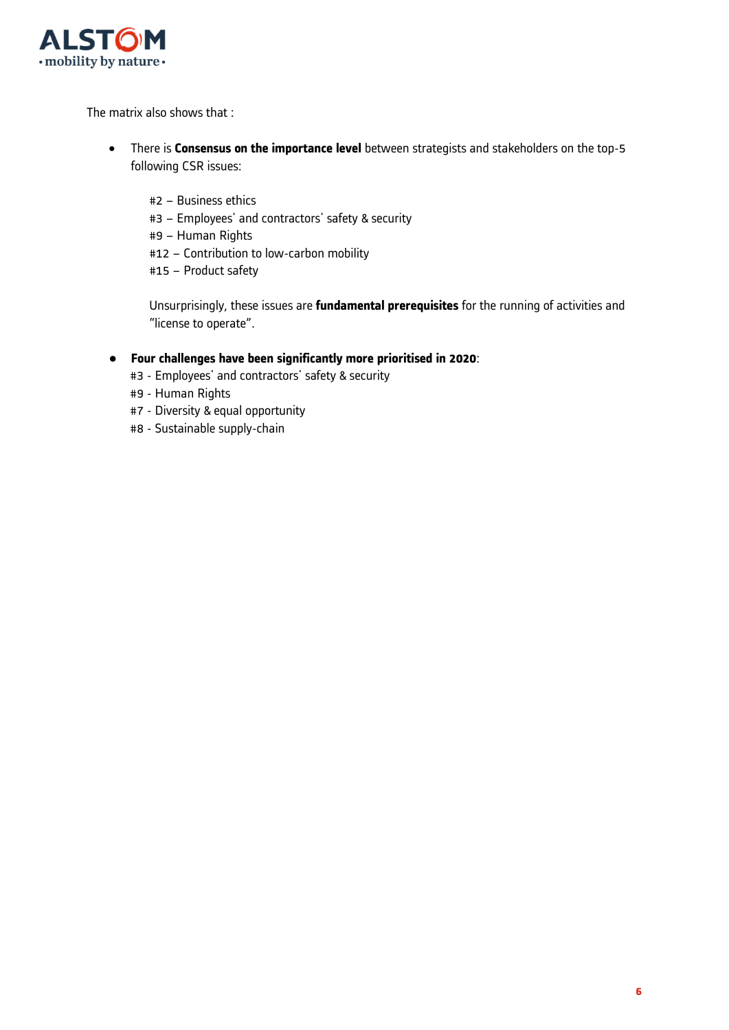The matrix also shows that :

- There is **Consensus on the importance level** between strategists and stakeholders on the top-5 following CSR issues:

  #2 – Business ethics
  #3 – Employees' and contractors' safety & security
  #9 – Human Rights
  #12 – Contribution to low-carbon mobility
  #15 – Product safety

  Unsurprisingly, these issues are **fundamental prerequisites** for the running of activities and "license to operate".

- **Four challenges have been significantly more prioritised in 2020**:
  #3 - Employees' and contractors' safety & security
  #9 - Human Rights
  #7 - Diversity & equal opportunity
  #8 - Sustainable supply-chain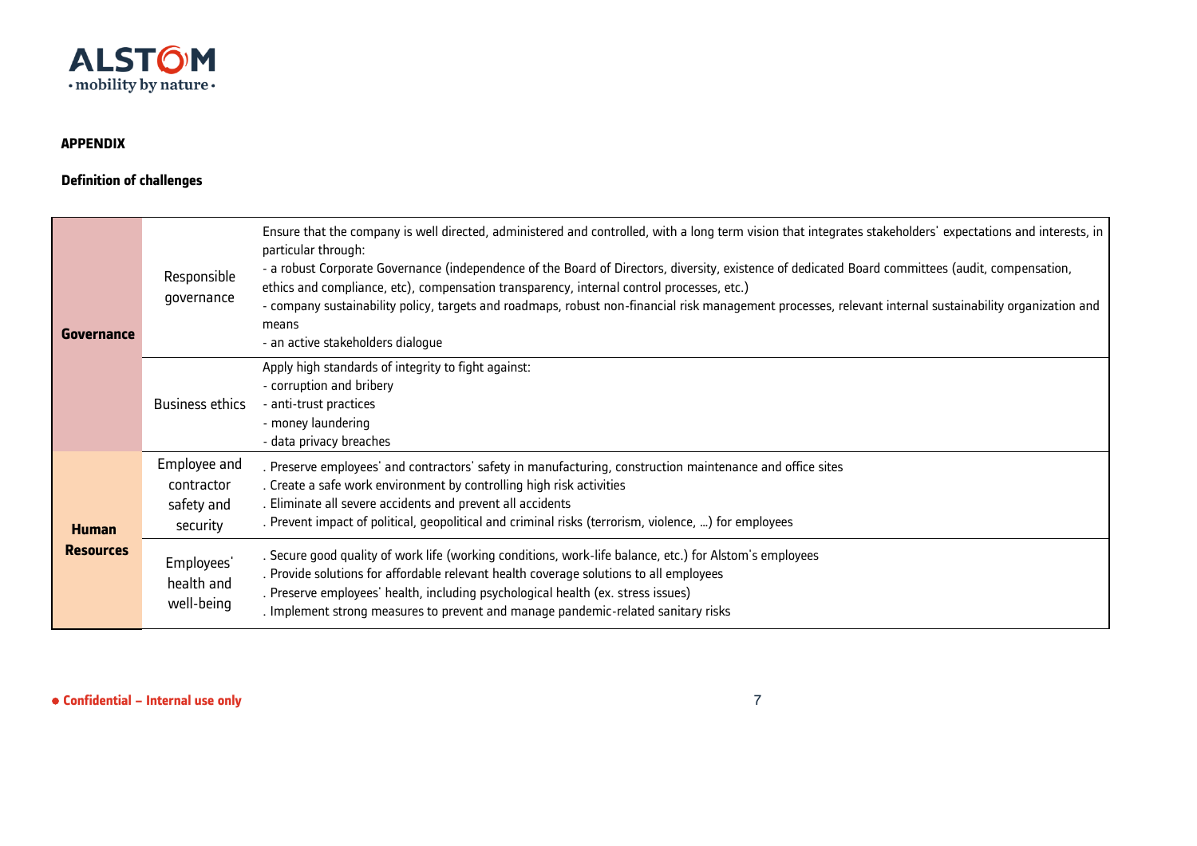**APPENDIX**

**Definition of challenges**

| | | |
|---|---|---|
| **Governance** | Responsible governance | Ensure that the company is well directed, administered and controlled, with a long term vision that integrates stakeholders' expectations and interests, in particular through:<br>- a robust Corporate Governance (independence of the Board of Directors, diversity, existence of dedicated Board committees (audit, compensation, ethics and compliance, etc), compensation transparency, internal control processes, etc.)<br>- company sustainability policy, targets and roadmaps, robust non-financial risk management processes, relevant internal sustainability organization and means<br>- an active stakeholders dialogue |
| | Business ethics | Apply high standards of integrity to fight against:<br>- corruption and bribery<br>- anti-trust practices<br>- money laundering<br>- data privacy breaches |
| **Human Resources** | Employee and contractor safety and security | . Preserve employees' and contractors' safety in manufacturing, construction maintenance and office sites<br>. Create a safe work environment by controlling high risk activities<br>. Eliminate all severe accidents and prevent all accidents<br>. Prevent impact of political, geopolitical and criminal risks (terrorism, violence, …) for employees |
| | Employees' health and well-being | . Secure good quality of work life (working conditions, work-life balance, etc.) for Alstom's employees<br>. Provide solutions for affordable relevant health coverage solutions to all employees<br>. Preserve employees' health, including psychological health (ex. stress issues)<br>. Implement strong measures to prevent and manage pandemic-related sanitary risks |

● **Confidential – Internal use only**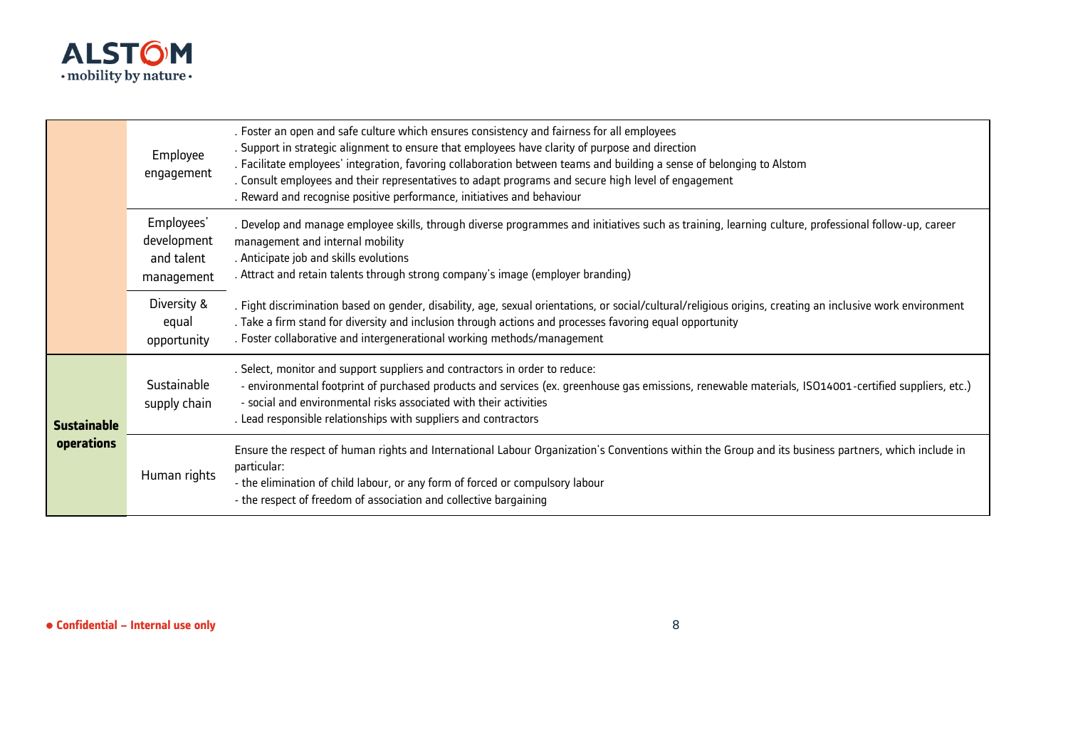| | | |
|---|---|---|
| | Employee engagement | . Foster an open and safe culture which ensures consistency and fairness for all employees<br>. Support in strategic alignment to ensure that employees have clarity of purpose and direction<br>. Facilitate employees' integration, favoring collaboration between teams and building a sense of belonging to Alstom<br>. Consult employees and their representatives to adapt programs and secure high level of engagement<br>. Reward and recognise positive performance, initiatives and behaviour |
| | Employees' development and talent management | . Develop and manage employee skills, through diverse programmes and initiatives such as training, learning culture, professional follow-up, career management and internal mobility<br>. Anticipate job and skills evolutions<br>. Attract and retain talents through strong company's image (employer branding) |
| | Diversity & equal opportunity | . Fight discrimination based on gender, disability, age, sexual orientations, or social/cultural/religious origins, creating an inclusive work environment<br>. Take a firm stand for diversity and inclusion through actions and processes favoring equal opportunity<br>. Foster collaborative and intergenerational working methods/management |
| **Sustainable operations** | Sustainable supply chain | . Select, monitor and support suppliers and contractors in order to reduce:<br>- environmental footprint of purchased products and services (ex. greenhouse gas emissions, renewable materials, ISO14001-certified suppliers, etc.)<br>- social and environmental risks associated with their activities<br>. Lead responsible relationships with suppliers and contractors |
| | Human rights | Ensure the respect of human rights and International Labour Organization's Conventions within the Group and its business partners, which include in particular:<br>- the elimination of child labour, or any form of forced or compulsory labour<br>- the respect of freedom of association and collective bargaining |

● **Confidential – Internal use only**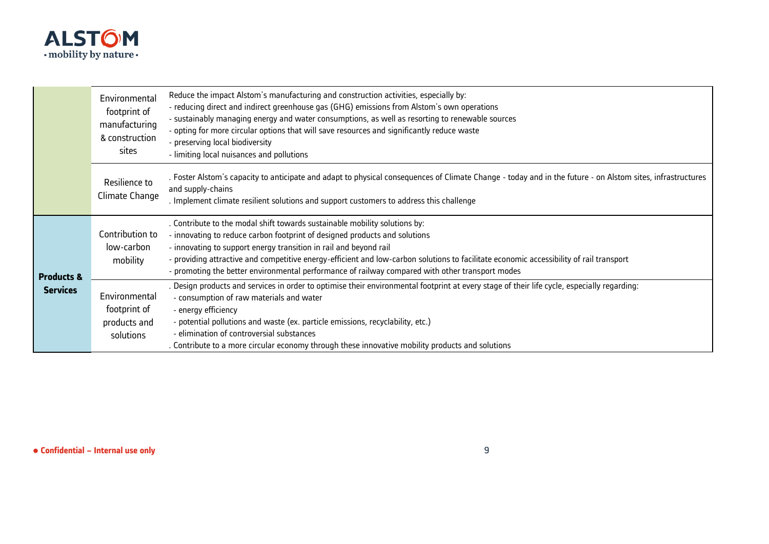| | | |
|---|---|---|
| | Environmental footprint of manufacturing & construction sites | Reduce the impact Alstom's manufacturing and construction activities, especially by:<br>- reducing direct and indirect greenhouse gas (GHG) emissions from Alstom's own operations<br>- sustainably managing energy and water consumptions, as well as resorting to renewable sources<br>- opting for more circular options that will save resources and significantly reduce waste<br>- preserving local biodiversity<br>- limiting local nuisances and pollutions |
| | Resilience to Climate Change | . Foster Alstom's capacity to anticipate and adapt to physical consequences of Climate Change - today and in the future - on Alstom sites, infrastructures and supply-chains<br>. Implement climate resilient solutions and support customers to address this challenge |
| **Products & Services** | Contribution to low-carbon mobility | . Contribute to the modal shift towards sustainable mobility solutions by:<br>- innovating to reduce carbon footprint of designed products and solutions<br>- innovating to support energy transition in rail and beyond rail<br>- providing attractive and competitive energy-efficient and low-carbon solutions to facilitate economic accessibility of rail transport<br>- promoting the better environmental performance of railway compared with other transport modes |
| | Environmental footprint of products and solutions | . Design products and services in order to optimise their environmental footprint at every stage of their life cycle, especially regarding:<br>- consumption of raw materials and water<br>- energy efficiency<br>- potential pollutions and waste (ex. particle emissions, recyclability, etc.)<br>- elimination of controversial substances<br>. Contribute to a more circular economy through these innovative mobility products and solutions |

● **Confidential – Internal use only**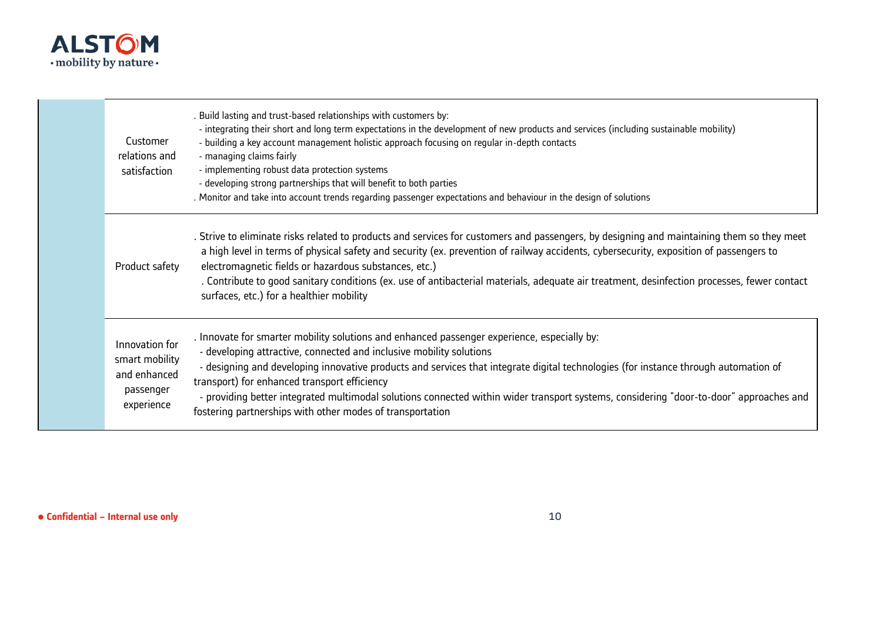| | | |
|---|---|---|
| | Customer relations and satisfaction | . Build lasting and trust-based relationships with customers by:<br>- integrating their short and long term expectations in the development of new products and services (including sustainable mobility)<br>- building a key account management holistic approach focusing on regular in-depth contacts<br>- managing claims fairly<br>- implementing robust data protection systems<br>- developing strong partnerships that will benefit to both parties<br>. Monitor and take into account trends regarding passenger expectations and behaviour in the design of solutions |
| | Product safety | . Strive to eliminate risks related to products and services for customers and passengers, by designing and maintaining them so they meet a high level in terms of physical safety and security (ex. prevention of railway accidents, cybersecurity, exposition of passengers to electromagnetic fields or hazardous substances, etc.)<br>. Contribute to good sanitary conditions (ex. use of antibacterial materials, adequate air treatment, desinfection processes, fewer contact surfaces, etc.) for a healthier mobility |
| | Innovation for smart mobility and enhanced passenger experience | . Innovate for smarter mobility solutions and enhanced passenger experience, especially by:<br>- developing attractive, connected and inclusive mobility solutions<br>- designing and developing innovative products and services that integrate digital technologies (for instance through automation of transport) for enhanced transport efficiency<br>- providing better integrated multimodal solutions connected within wider transport systems, considering "door-to-door" approaches and fostering partnerships with other modes of transportation |

**Confidential – Internal use only**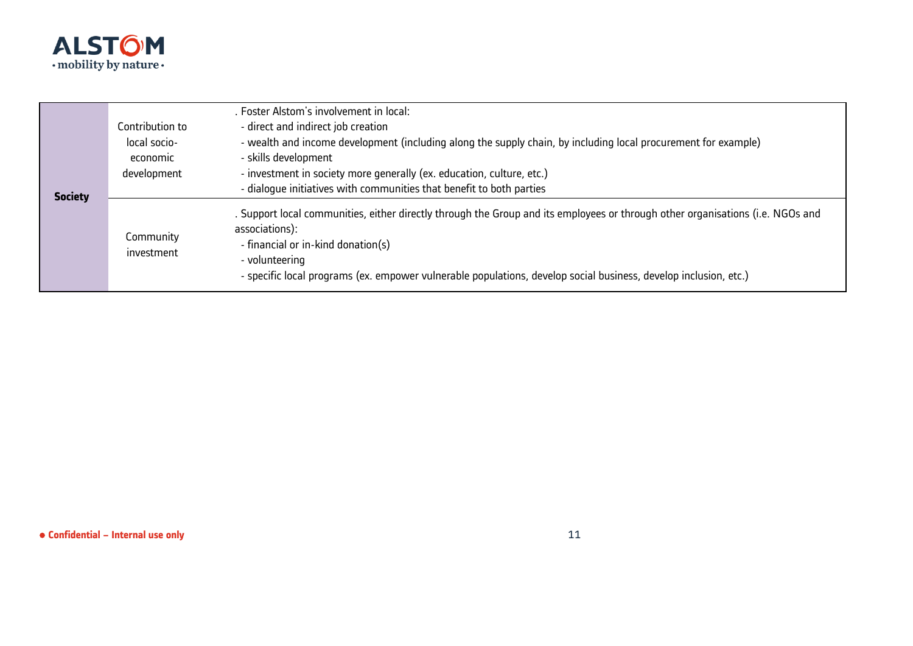| | | |
|---|---|---|
| **Society** | Contribution to local socio-economic development | . Foster Alstom's involvement in local:<br>- direct and indirect job creation<br>- wealth and income development (including along the supply chain, by including local procurement for example)<br>- skills development<br>- investment in society more generally (ex. education, culture, etc.)<br>- dialogue initiatives with communities that benefit to both parties |
| | Community investment | . Support local communities, either directly through the Group and its employees or through other organisations (i.e. NGOs and associations):<br>- financial or in-kind donation(s)<br>- volunteering<br>- specific local programs (ex. empower vulnerable populations, develop social business, develop inclusion, etc.) |

● Confidential – Internal use only